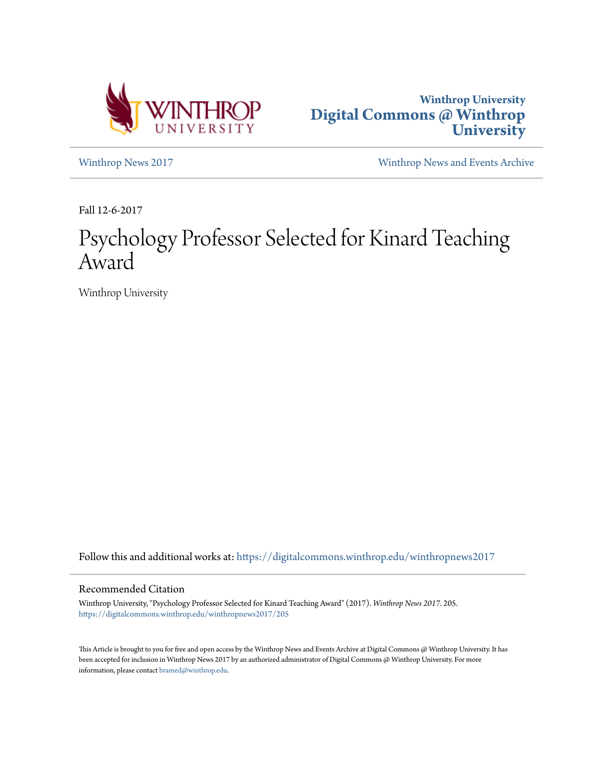Winthrop University
# Digital Commons @ Winthrop University

Winthrop News 2017

Winthrop News and Events Archive

Fall 12-6-2017

# Psychology Professor Selected for Kinard Teaching Award

Winthrop University

Follow this and additional works at: https://digitalcommons.winthrop.edu/winthropnews2017

## Recommended Citation

Winthrop University, "Psychology Professor Selected for Kinard Teaching Award" (2017). *Winthrop News 2017*. 205. https://digitalcommons.winthrop.edu/winthropnews2017/205

This Article is brought to you for free and open access by the Winthrop News and Events Archive at Digital Commons @ Winthrop University. It has been accepted for inclusion in Winthrop News 2017 by an authorized administrator of Digital Commons @ Winthrop University. For more information, please contact bramed@winthrop.edu.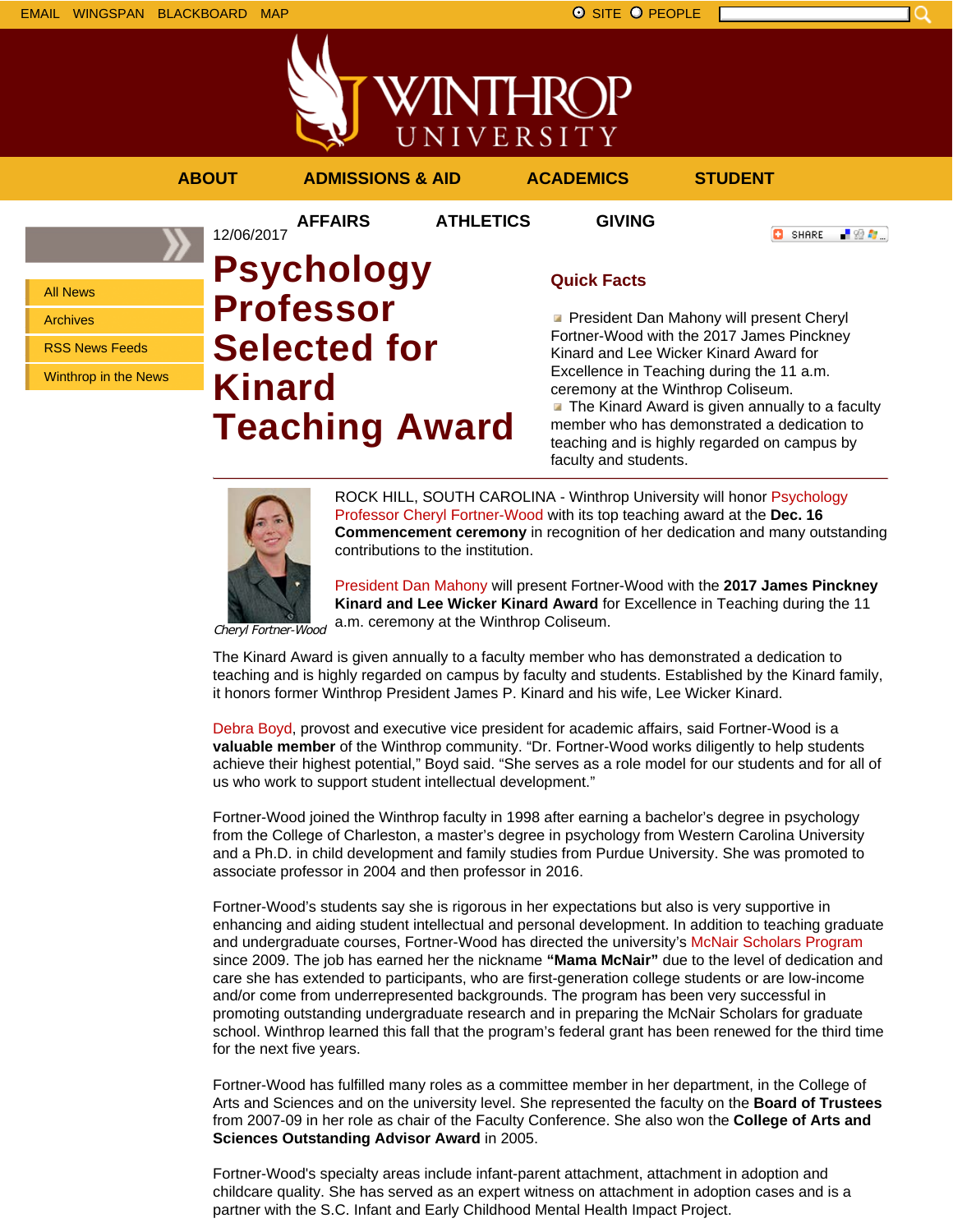EMAIL WINGSPAN BLACKBOARD MAP

SITE PEOPLE

WINTHROP UNIVERSITY

ABOUT ADMISSIONS & AID ACADEMICS STUDENT AFFAIRS ATHLETICS GIVING

- All News
- Archives
- RSS News Feeds
- Winthrop in the News

12/06/2017

# Psychology Professor Selected for Kinard Teaching Award

SHARE

## Quick Facts

- President Dan Mahony will present Cheryl Fortner-Wood with the 2017 James Pinckney Kinard and Lee Wicker Kinard Award for Excellence in Teaching during the 11 a.m. ceremony at the Winthrop Coliseum.
- The Kinard Award is given annually to a faculty member who has demonstrated a dedication to teaching and is highly regarded on campus by faculty and students.

*Cheryl Fortner-Wood*

ROCK HILL, SOUTH CAROLINA - Winthrop University will honor Psychology Professor Cheryl Fortner-Wood with its top teaching award at the **Dec. 16 Commencement ceremony** in recognition of her dedication and many outstanding contributions to the institution.

President Dan Mahony will present Fortner-Wood with the **2017 James Pinckney Kinard and Lee Wicker Kinard Award** for Excellence in Teaching during the 11 a.m. ceremony at the Winthrop Coliseum.

The Kinard Award is given annually to a faculty member who has demonstrated a dedication to teaching and is highly regarded on campus by faculty and students. Established by the Kinard family, it honors former Winthrop President James P. Kinard and his wife, Lee Wicker Kinard.

Debra Boyd, provost and executive vice president for academic affairs, said Fortner-Wood is a **valuable member** of the Winthrop community. "Dr. Fortner-Wood works diligently to help students achieve their highest potential," Boyd said. "She serves as a role model for our students and for all of us who work to support student intellectual development."

Fortner-Wood joined the Winthrop faculty in 1998 after earning a bachelor's degree in psychology from the College of Charleston, a master's degree in psychology from Western Carolina University and a Ph.D. in child development and family studies from Purdue University. She was promoted to associate professor in 2004 and then professor in 2016.

Fortner-Wood's students say she is rigorous in her expectations but also is very supportive in enhancing and aiding student intellectual and personal development. In addition to teaching graduate and undergraduate courses, Fortner-Wood has directed the university's McNair Scholars Program since 2009. The job has earned her the nickname **"Mama McNair"** due to the level of dedication and care she has extended to participants, who are first-generation college students or are low-income and/or come from underrepresented backgrounds. The program has been very successful in promoting outstanding undergraduate research and in preparing the McNair Scholars for graduate school. Winthrop learned this fall that the program's federal grant has been renewed for the third time for the next five years.

Fortner-Wood has fulfilled many roles as a committee member in her department, in the College of Arts and Sciences and on the university level. She represented the faculty on the **Board of Trustees** from 2007-09 in her role as chair of the Faculty Conference. She also won the **College of Arts and Sciences Outstanding Advisor Award** in 2005.

Fortner-Wood's specialty areas include infant-parent attachment, attachment in adoption and childcare quality. She has served as an expert witness on attachment in adoption cases and is a partner with the S.C. Infant and Early Childhood Mental Health Impact Project.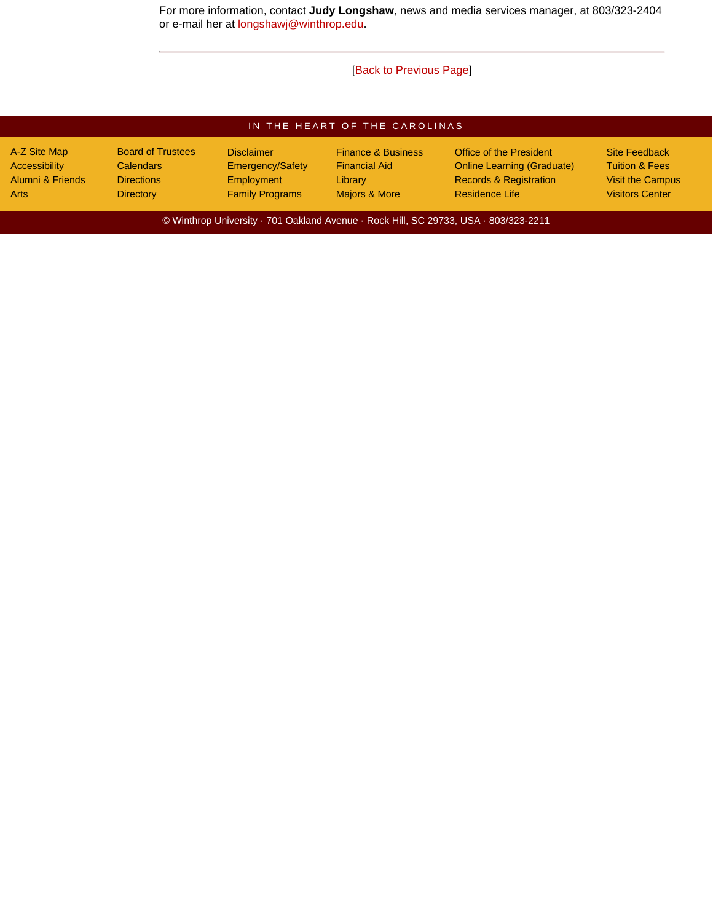For more information, contact **Judy Longshaw**, news and media services manager, at 803/323-2404 or e-mail her at longshawj@winthrop.edu.

---

[Back to Previous Page]

IN THE HEART OF THE CAROLINAS

A-Z Site Map
Accessibility
Alumni & Friends
Arts
Board of Trustees
Calendars
Directions
Directory
Disclaimer
Emergency/Safety
Employment
Family Programs
Finance & Business
Financial Aid
Library
Majors & More
Office of the President
Online Learning (Graduate)
Records & Registration
Residence Life
Site Feedback
Tuition & Fees
Visit the Campus
Visitors Center

© Winthrop University · 701 Oakland Avenue · Rock Hill, SC 29733, USA · 803/323-2211